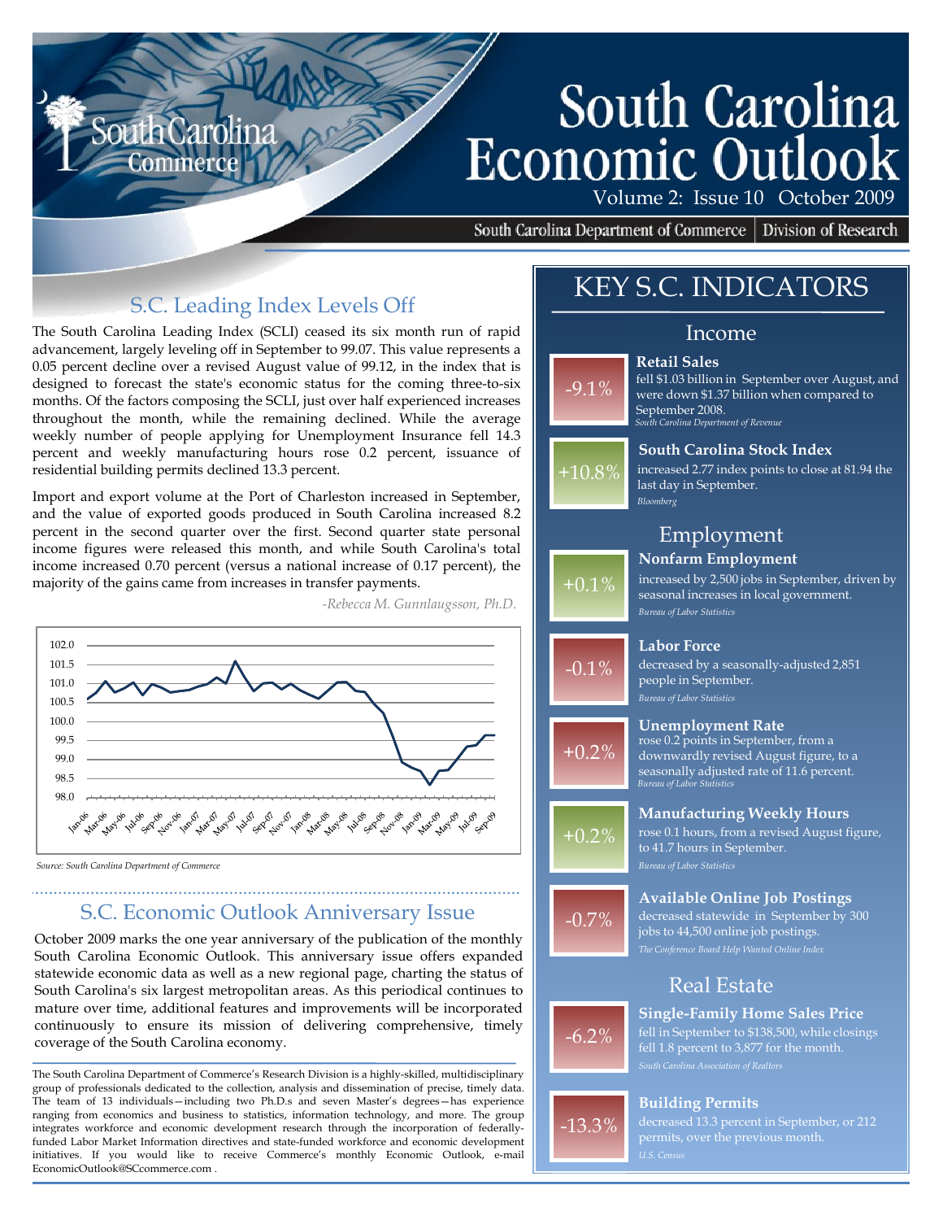# South Carolina Economic Outlook

Volume 2: Issue 10 October 2009

South Carolina Department of Commerce | Division of Research

## S.C. Leading Index Levels Off

The South Carolina Leading Index (SCLI) ceased its six month run of rapid advancement, largely leveling off in September to 99.07. This value represents a 0.05 percent decline over a revised August value of 99.12, in the index that is designed to forecast the state's economic status for the coming three-to-six months. Of the factors composing the SCLI, just over half experienced increases throughout the month, while the remaining declined. While the average weekly number of people applying for Unemployment Insurance fell 14.3 percent and weekly manufacturing hours rose 0.2 percent, issuance of residential building permits declined 13.3 percent.

Import and export volume at the Port of Charleston increased in September, and the value of exported goods produced in South Carolina increased 8.2 percent in the second quarter over the first. Second quarter state personal income figures were released this month, and while South Carolina's total income increased 0.70 percent (versus a national increase of 0.17 percent), the majority of the gains came from increases in transfer payments.

*-Rebecca M. Gunnlaugsson, Ph.D.*

*Source: South Carolina Department of Commerce*

## S.C. Economic Outlook Anniversary Issue

October 2009 marks the one year anniversary of the publication of the monthly South Carolina Economic Outlook. This anniversary issue offers expanded statewide economic data as well as a new regional page, charting the status of South Carolina's six largest metropolitan areas. As this periodical continues to mature over time, additional features and improvements will be incorporated continuously to ensure its mission of delivering comprehensive, timely coverage of the South Carolina economy.

The South Carolina Department of Commerce's Research Division is a highly-skilled, multidisciplinary group of professionals dedicated to the collection, analysis and dissemination of precise, timely data. The team of 13 individuals—including two Ph.D.s and seven Master's degrees—has experience ranging from economics and business to statistics, information technology, and more. The group integrates workforce and economic development research through the incorporation of federally-funded Labor Market Information directives and state-funded workforce and economic development initiatives. If you would like to receive Commerce's monthly Economic Outlook, e-mail EconomicOutlook@SCcommerce.com .

## KEY S.C. INDICATORS

### Income

**-9.1%** — **Retail Sales** fell $1.03 billion in September over August, and were down $1.37 billion when compared to September 2008.
*South Carolina Department of Revenue*

**+10.8%** — **South Carolina Stock Index** increased 2.77 index points to close at 81.94 the last day in September.
*Bloomberg*

### Employment

**+0.1%** — **Nonfarm Employment** increased by 2,500 jobs in September, driven by seasonal increases in local government.
*Bureau of Labor Statistics*

**-0.1%** — **Labor Force** decreased by a seasonally-adjusted 2,851 people in September.
*Bureau of Labor Statistics*

**+0.2%** — **Unemployment Rate** rose 0.2 points in September, from a downwardly revised August figure, to a seasonally adjusted rate of 11.6 percent.
*Bureau of Labor Statistics*

**+0.2%** — **Manufacturing Weekly Hours** rose 0.1 hours, from a revised August figure, to 41.7 hours in September.
*Bureau of Labor Statistics*

**-0.7%** — **Available Online Job Postings** decreased statewide in September by 300 jobs to 44,500 online job postings.
*The Conference Board Help Wanted Online Index*

### Real Estate

**-6.2%** — **Single-Family Home Sales Price** fell in September to $138,500, while closings fell 1.8 percent to 3,877 for the month.
*South Carolina Association of Realtors*

**-13.3%** — **Building Permits** decreased 13.3 percent in September, or 212 permits, over the previous month.
*U.S. Census*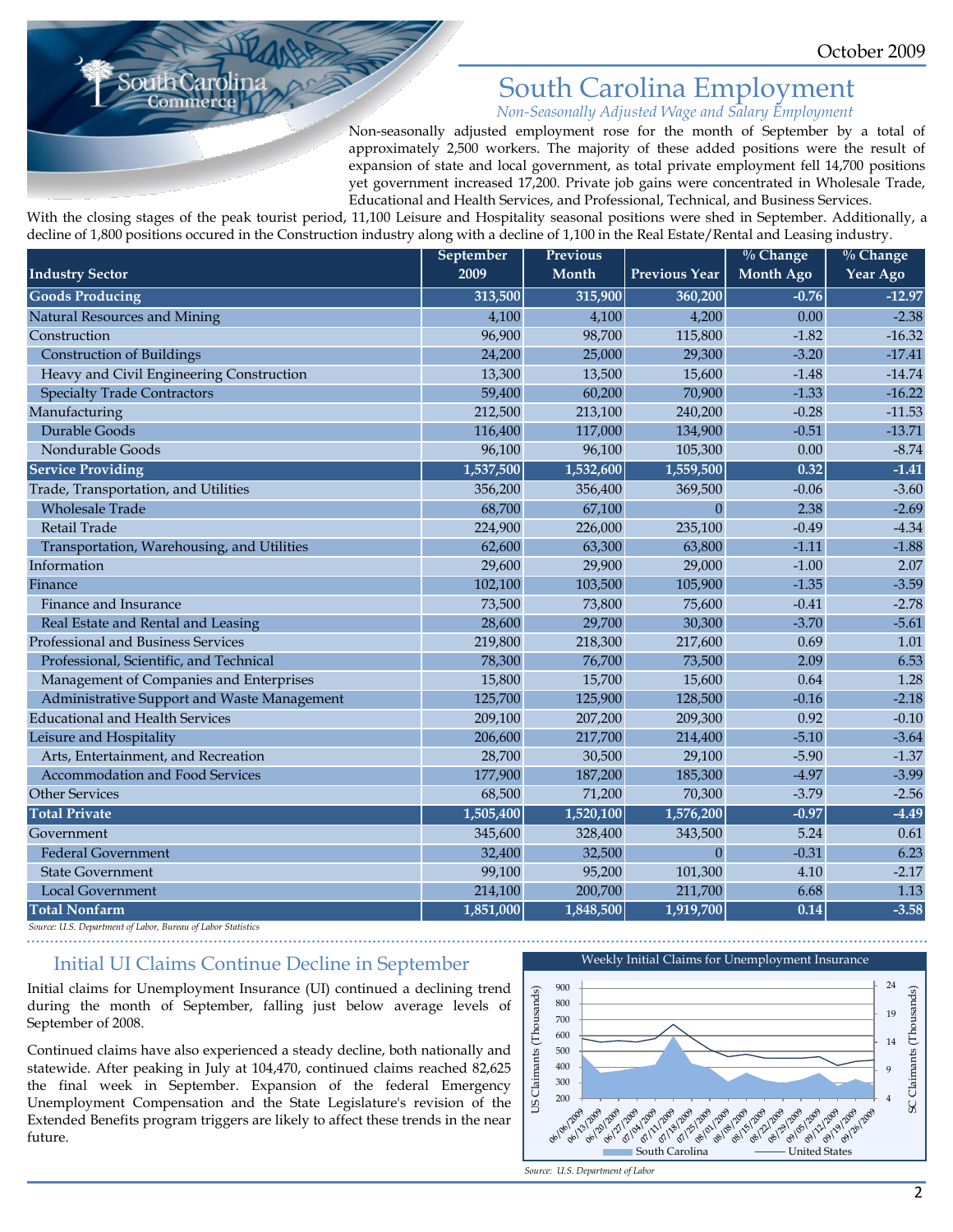October 2009

# South Carolina Employment

*Non-Seasonally Adjusted Wage and Salary Employment*

Non-seasonally adjusted employment rose for the month of September by a total of approximately 2,500 workers. The majority of these added positions were the result of expansion of state and local government, as total private employment fell 14,700 positions yet government increased 17,200. Private job gains were concentrated in Wholesale Trade, Educational and Health Services, and Professional, Technical, and Business Services. With the closing stages of the peak tourist period, 11,100 Leisure and Hospitality seasonal positions were shed in September. Additionally, a decline of 1,800 positions occured in the Construction industry along with a decline of 1,100 in the Real Estate/Rental and Leasing industry.

| Industry Sector | September 2009 | Previous Month | Previous Year | % Change Month Ago | % Change Year Ago |
|---|---|---|---|---|---|
| **Goods Producing** | 313,500 | 315,900 | 360,200 | -0.76 | -12.97 |
| Natural Resources and Mining | 4,100 | 4,100 | 4,200 | 0.00 | -2.38 |
| Construction | 96,900 | 98,700 | 115,800 | -1.82 | -16.32 |
| Construction of Buildings | 24,200 | 25,000 | 29,300 | -3.20 | -17.41 |
| Heavy and Civil Engineering Construction | 13,300 | 13,500 | 15,600 | -1.48 | -14.74 |
| Specialty Trade Contractors | 59,400 | 60,200 | 70,900 | -1.33 | -16.22 |
| Manufacturing | 212,500 | 213,100 | 240,200 | -0.28 | -11.53 |
| Durable Goods | 116,400 | 117,000 | 134,900 | -0.51 | -13.71 |
| Nondurable Goods | 96,100 | 96,100 | 105,300 | 0.00 | -8.74 |
| **Service Providing** | 1,537,500 | 1,532,600 | 1,559,500 | 0.32 | -1.41 |
| Trade, Transportation, and Utilities | 356,200 | 356,400 | 369,500 | -0.06 | -3.60 |
| Wholesale Trade | 68,700 | 67,100 | 0 | 2.38 | -2.69 |
| Retail Trade | 224,900 | 226,000 | 235,100 | -0.49 | -4.34 |
| Transportation, Warehousing, and Utilities | 62,600 | 63,300 | 63,800 | -1.11 | -1.88 |
| Information | 29,600 | 29,900 | 29,000 | -1.00 | 2.07 |
| Finance | 102,100 | 103,500 | 105,900 | -1.35 | -3.59 |
| Finance and Insurance | 73,500 | 73,800 | 75,600 | -0.41 | -2.78 |
| Real Estate and Rental and Leasing | 28,600 | 29,700 | 30,300 | -3.70 | -5.61 |
| Professional and Business Services | 219,800 | 218,300 | 217,600 | 0.69 | 1.01 |
| Professional, Scientific, and Technical | 78,300 | 76,700 | 73,500 | 2.09 | 6.53 |
| Management of Companies and Enterprises | 15,800 | 15,700 | 15,600 | 0.64 | 1.28 |
| Administrative Support and Waste Management | 125,700 | 125,900 | 128,500 | -0.16 | -2.18 |
| Educational and Health Services | 209,100 | 207,200 | 209,300 | 0.92 | -0.10 |
| Leisure and Hospitality | 206,600 | 217,700 | 214,400 | -5.10 | -3.64 |
| Arts, Entertainment, and Recreation | 28,700 | 30,500 | 29,100 | -5.90 | -1.37 |
| Accommodation and Food Services | 177,900 | 187,200 | 185,300 | -4.97 | -3.99 |
| Other Services | 68,500 | 71,200 | 70,300 | -3.79 | -2.56 |
| **Total Private** | 1,505,400 | 1,520,100 | 1,576,200 | -0.97 | -4.49 |
| Government | 345,600 | 328,400 | 343,500 | 5.24 | 0.61 |
| Federal Government | 32,400 | 32,500 | 0 | -0.31 | 6.23 |
| State Government | 99,100 | 95,200 | 101,300 | 4.10 | -2.17 |
| Local Government | 214,100 | 200,700 | 211,700 | 6.68 | 1.13 |
| **Total Nonfarm** | 1,851,000 | 1,848,500 | 1,919,700 | 0.14 | -3.58 |

*Source: U.S. Department of Labor, Bureau of Labor Statistics*

## Initial UI Claims Continue Decline in September

Initial claims for Unemployment Insurance (UI) continued a declining trend during the month of September, falling just below average levels of September of 2008.

Continued claims have also experienced a steady decline, both nationally and statewide. After peaking in July at 104,470, continued claims reached 82,625 the final week in September. Expansion of the federal Emergency Unemployment Compensation and the State Legislature's revision of the Extended Benefits program triggers are likely to affect these trends in the near future.

Weekly Initial Claims for Unemployment Insurance

*Source: U.S. Department of Labor*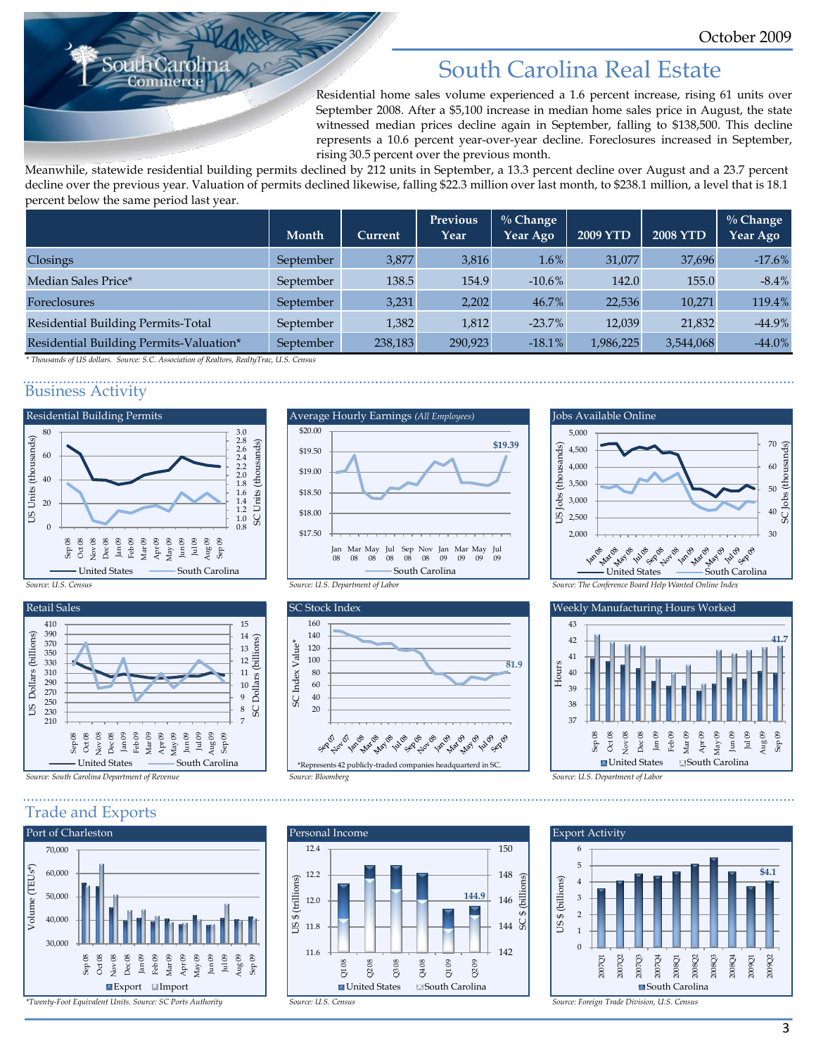October 2009

# South Carolina Real Estate

Residential home sales volume experienced a 1.6 percent increase, rising 61 units over September 2008. After a $5,100 increase in median home sales price in August, the state witnessed median prices decline again in September, falling to $138,500. This decline represents a 10.6 percent year-over-year decline. Foreclosures increased in September, rising 30.5 percent over the previous month.

Meanwhile, statewide residential building permits declined by 212 units in September, a 13.3 percent decline over August and a 23.7 percent decline over the previous year. Valuation of permits declined likewise, falling $22.3 million over last month, to $238.1 million, a level that is 18.1 percent below the same period last year.

| | Month | Current | Previous Year | % Change Year Ago | 2009 YTD | 2008 YTD | % Change Year Ago |
|---|---|---|---|---|---|---|---|
| Closings | September | 3,877 | 3,816 | 1.6% | 31,077 | 37,696 | -17.6% |
| Median Sales Price* | September | 138.5 | 154.9 | -10.6% | 142.0 | 155.0 | -8.4% |
| Foreclosures | September | 3,231 | 2,202 | 46.7% | 22,536 | 10,271 | 119.4% |
| Residential Building Permits-Total | September | 1,382 | 1,812 | -23.7% | 12,039 | 21,832 | -44.9% |
| Residential Building Permits-Valuation* | September | 238,183 | 290,923 | -18.1% | 1,986,225 | 3,544,068 | -44.0% |

*\* Thousands of US dollars. Source: S.C. Association of Realtors, RealtyTrac, U.S. Census*

## Business Activity

**Residential Building Permits**

*Source: U.S. Census*

**Average Hourly Earnings** *(All Employees)* — $19.39

*Source: U.S. Department of Labor*

**Jobs Available Online**

*Source: The Conference Board Help Wanted Online Index*

**Retail Sales**

*Source: South Carolina Department of Revenue*

**SC Stock Index** — 81.9

*Represents 42 publicly-traded companies headquartered in SC.

*Source: Bloomberg*

**Weekly Manufacturing Hours Worked** — 41.7

*Source: U.S. Department of Labor*

## Trade and Exports

**Port of Charleston**

*\*Twenty-Foot Equivalent Units. Source: SC Ports Authority*

**Personal Income** — 144.9

*Source: U.S. Census*

**Export Activity** — $4.1

*Source: Foreign Trade Division, U.S. Census*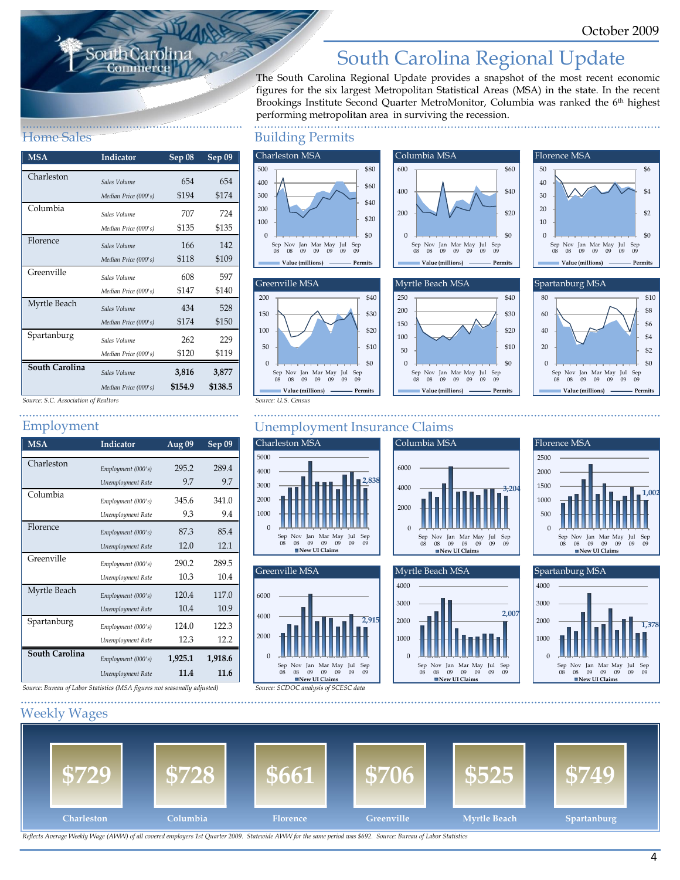October 2009

# South Carolina Regional Update

The South Carolina Regional Update provides a snapshot of the most recent economic figures for the six largest Metropolitan Statistical Areas (MSA) in the state. In the recent Brookings Institute Second Quarter MetroMonitor, Columbia was ranked the 6th highest performing metropolitan area in surviving the recession.

## Home Sales

| MSA | Indicator | Sep 08 | Sep 09 |
|---|---|---|---|
| Charleston | *Sales Volume* | 654 | 654 |
| | *Median Price (000's)* | $194 | $174 |
| Columbia | *Sales Volume* | 707 | 724 |
| | *Median Price (000's)* | $135 | $135 |
| Florence | *Sales Volume* | 166 | 142 |
| | *Median Price (000's)* | $118 | $109 |
| Greenville | *Sales Volume* | 608 | 597 |
| | *Median Price (000's)* | $147 | $140 |
| Myrtle Beach | *Sales Volume* | 434 | 528 |
| | *Median Price (000's)* | $174 | $150 |
| Spartanburg | *Sales Volume* | 262 | 229 |
| | *Median Price (000's)* | $120 | $119 |
| **South Carolina** | *Sales Volume* | **3,816** | **3,877** |
| | *Median Price (000's)* | **$154.9** | **$138.5** |

*Source: S.C. Association of Realtors*

## Building Permits

Charleston MSA
Columbia MSA
Florence MSA
Greenville MSA
Myrtle Beach MSA
Spartanburg MSA

Value (millions) — Permits

*Source: U.S. Census*

## Employment

| MSA | Indicator | Aug 09 | Sep 09 |
|---|---|---|---|
| Charleston | *Employment (000's)* | 295.2 | 289.4 |
| | *Unemployment Rate* | 9.7 | 9.7 |
| Columbia | *Employment (000's)* | 345.6 | 341.0 |
| | *Unemployment Rate* | 9.3 | 9.4 |
| Florence | *Employment (000's)* | 87.3 | 85.4 |
| | *Unemployment Rate* | 12.0 | 12.1 |
| Greenville | *Employment (000's)* | 290.2 | 289.5 |
| | *Unemployment Rate* | 10.3 | 10.4 |
| Myrtle Beach | *Employment (000's)* | 120.4 | 117.0 |
| | *Unemployment Rate* | 10.4 | 10.9 |
| Spartanburg | *Employment (000's)* | 124.0 | 122.3 |
| | *Unemployment Rate* | 12.3 | 12.2 |
| **South Carolina** | *Employment (000's)* | **1,925.1** | **1,918.6** |
| | *Unemployment Rate* | **11.4** | **11.6** |

*Source: Bureau of Labor Statistics (MSA figures not seasonally adjusted)*

## Unemployment Insurance Claims

Charleston MSA: 2,838
Columbia MSA: 3,204
Florence MSA: 1,002
Greenville MSA: 2,915
Myrtle Beach MSA: 2,007
Spartanburg MSA: 1,378

New UI Claims

*Source: SCDOC analysis of SCESC data*

## Weekly Wages

| Charleston | Columbia | Florence | Greenville | Myrtle Beach | Spartanburg |
|---|---|---|---|---|---|
| $729 | $728 | $661 | $706 | $525 | $749 |

*Reflects Average Weekly Wage (AWW) of all covered employers 1st Quarter 2009. Statewide AWW for the same period was $692. Source: Bureau of Labor Statistics*